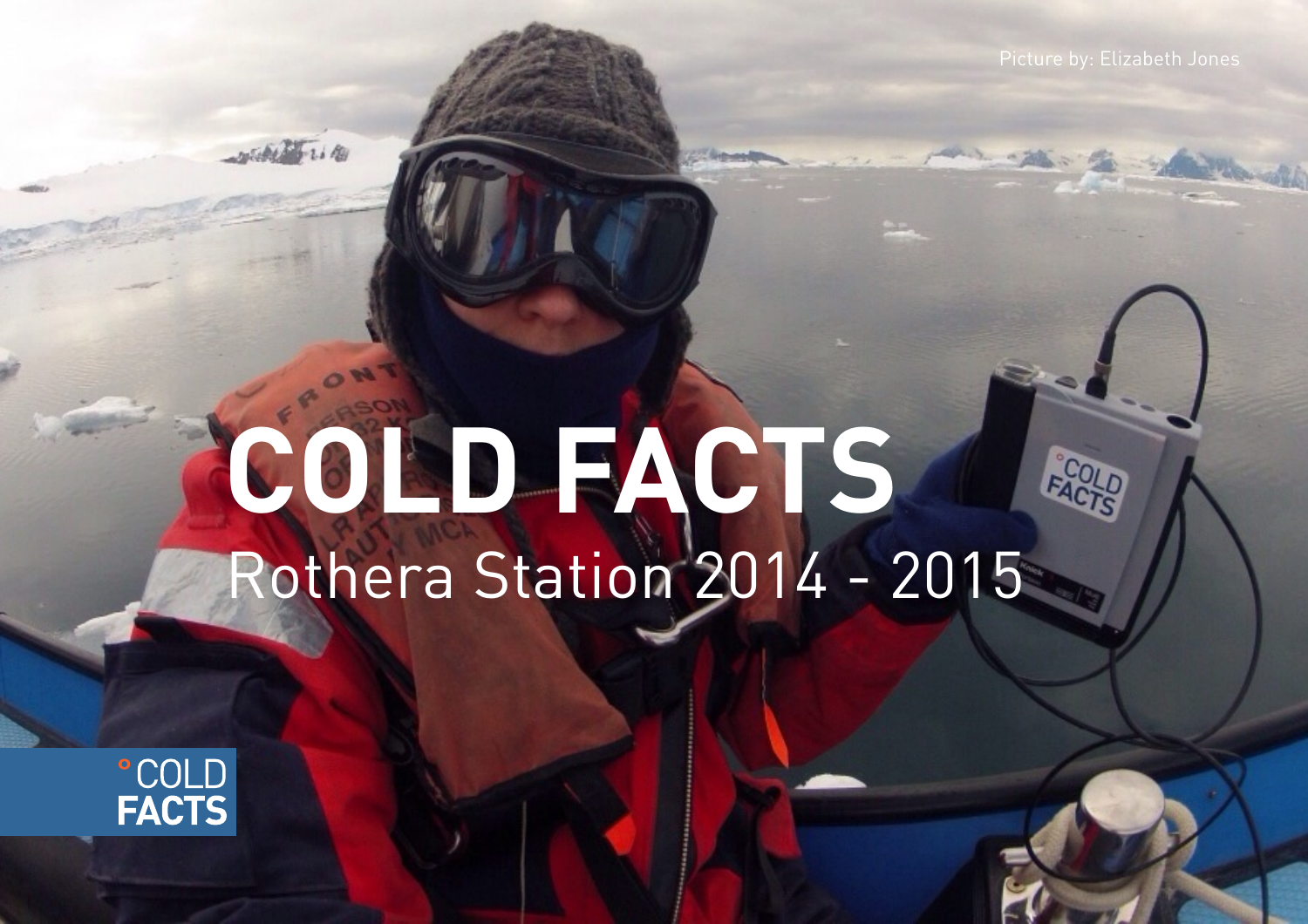Picture by: Elizabeth Jones

# COLD FACTS

## Rothera Station 2014 - 2015

°COLD
**FACTS**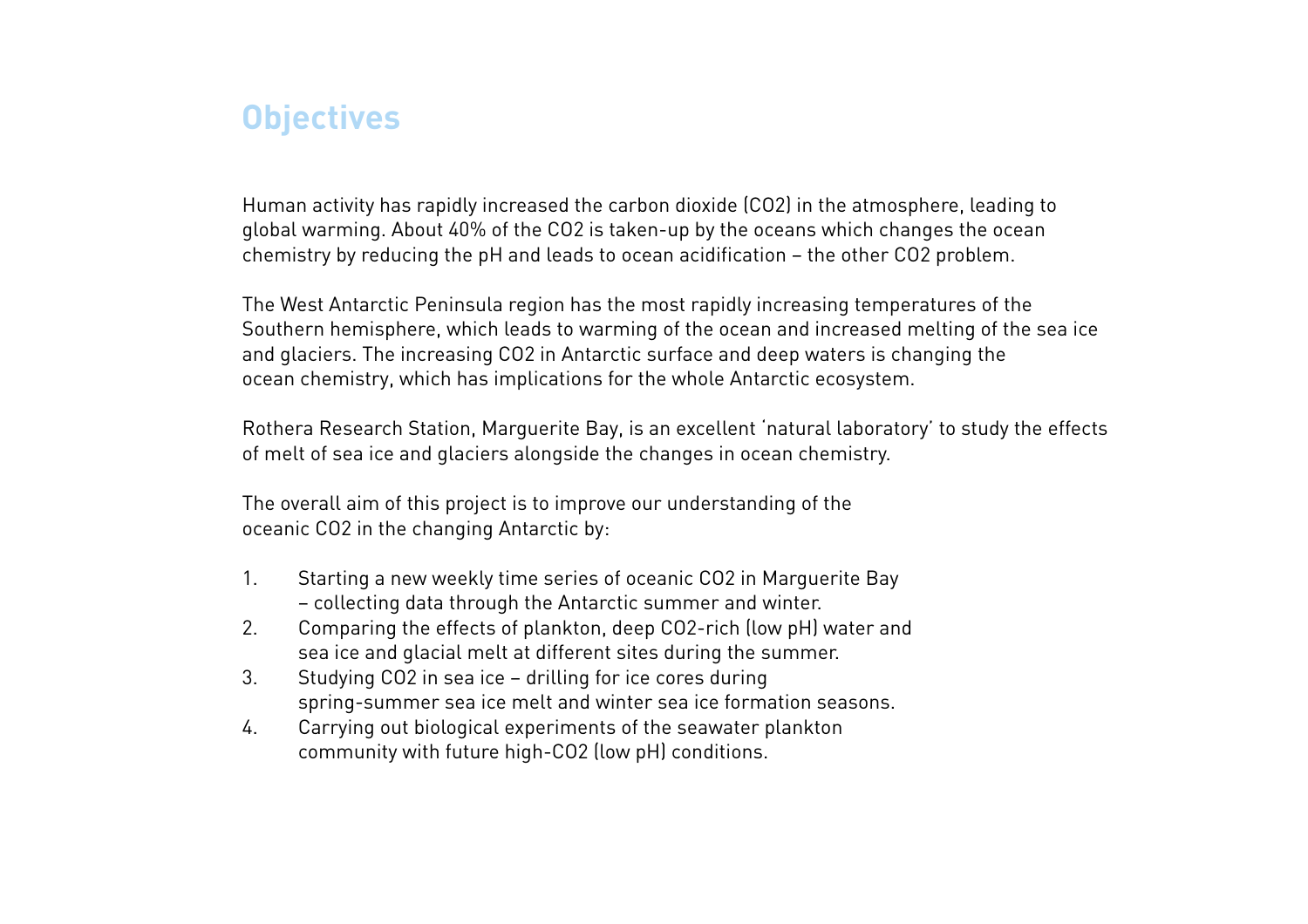## Objectives

Human activity has rapidly increased the carbon dioxide ($CO_2$) in the atmosphere, leading to global warming. About 40% of the $CO_2$ is taken-up by the oceans which changes the ocean chemistry by reducing the pH and leads to ocean acidification – the other $CO_2$ problem.

The West Antarctic Peninsula region has the most rapidly increasing temperatures of the Southern hemisphere, which leads to warming of the ocean and increased melting of the sea ice and glaciers. The increasing $CO_2$ in Antarctic surface and deep waters is changing the ocean chemistry, which has implications for the whole Antarctic ecosystem.

Rothera Research Station, Marguerite Bay, is an excellent 'natural laboratory' to study the effects of melt of sea ice and glaciers alongside the changes in ocean chemistry.

The overall aim of this project is to improve our understanding of the oceanic $CO_2$ in the changing Antarctic by:

1. Starting a new weekly time series of oceanic $CO_2$ in Marguerite Bay – collecting data through the Antarctic summer and winter.
2. Comparing the effects of plankton, deep $CO_2$-rich (low pH) water and sea ice and glacial melt at different sites during the summer.
3. Studying $CO_2$ in sea ice – drilling for ice cores during spring-summer sea ice melt and winter sea ice formation seasons.
4. Carrying out biological experiments of the seawater plankton community with future high-$CO_2$ (low pH) conditions.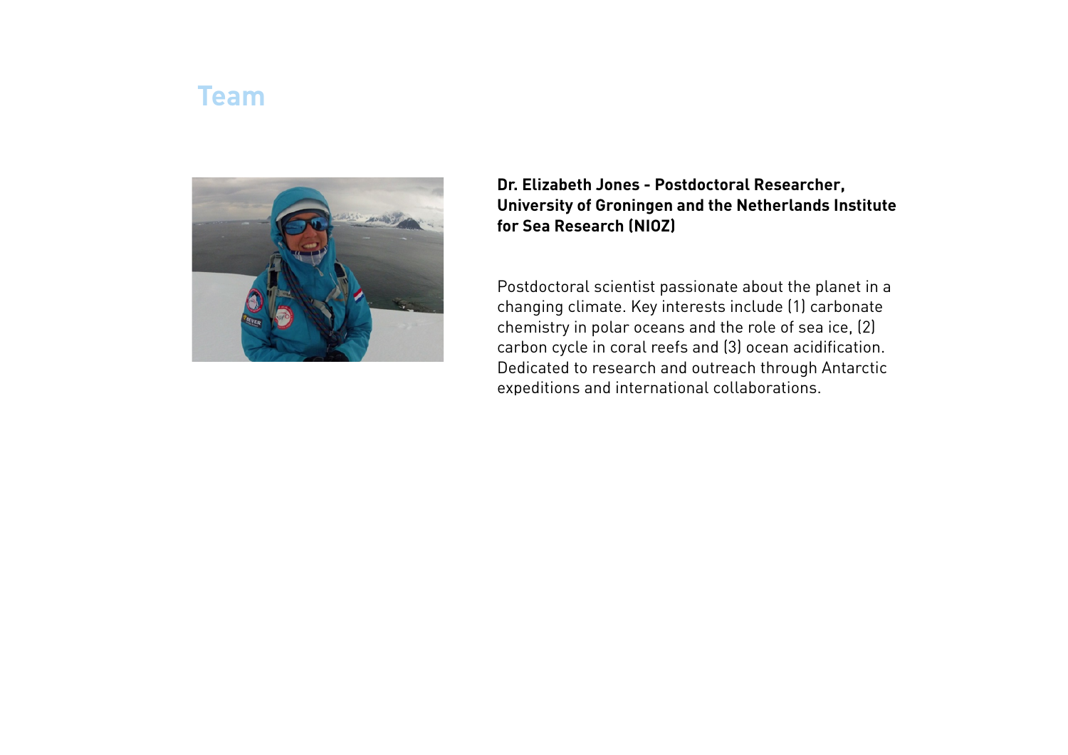# Team

**Dr. Elizabeth Jones - Postdoctoral Researcher, University of Groningen and the Netherlands Institute for Sea Research (NIOZ)**

Postdoctoral scientist passionate about the planet in a changing climate. Key interests include (1) carbonate chemistry in polar oceans and the role of sea ice, (2) carbon cycle in coral reefs and (3) ocean acidification. Dedicated to research and outreach through Antarctic expeditions and international collaborations.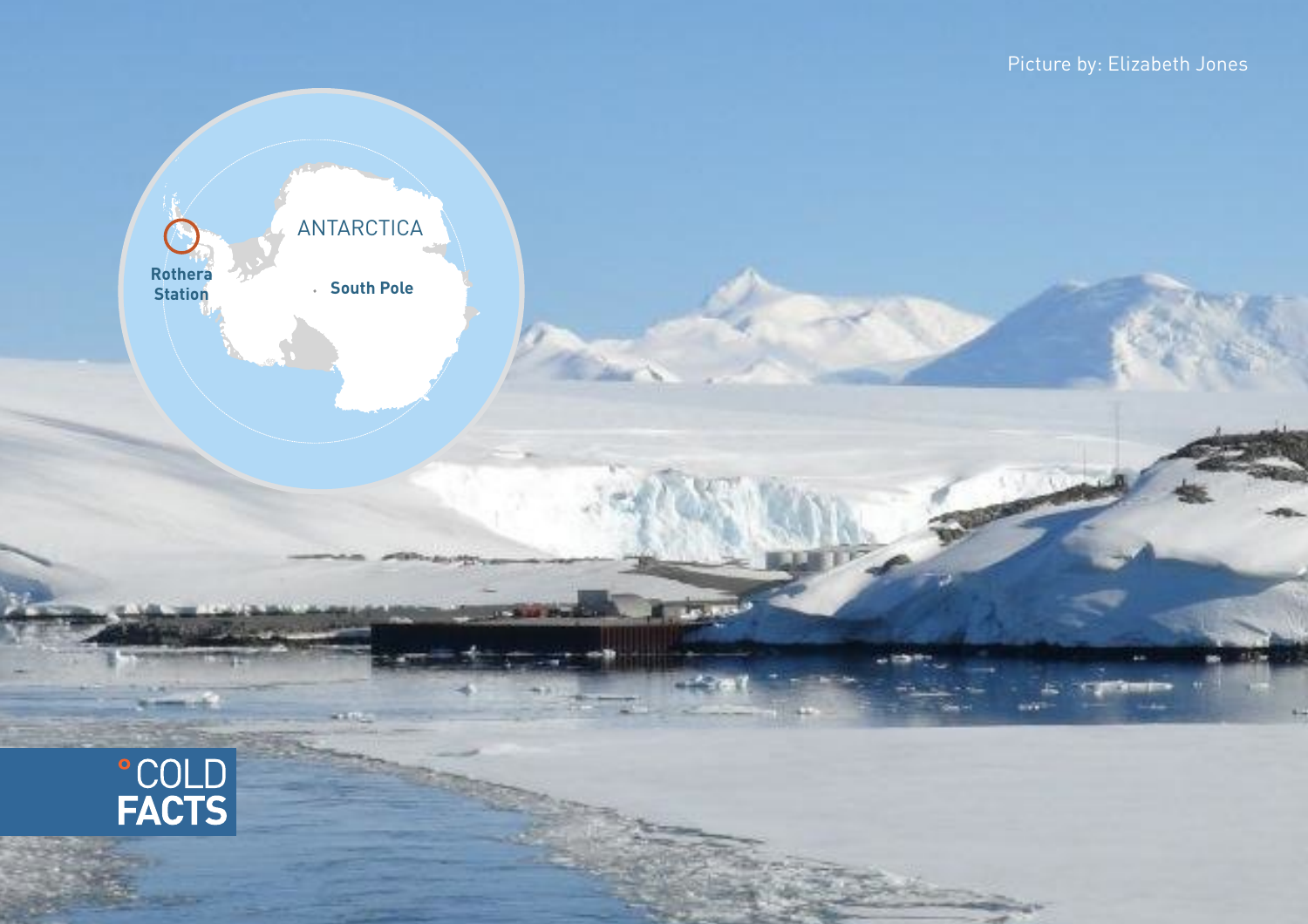Picture by: Elizabeth Jones

ANTARCTICA

Rothera Station

South Pole

°COLD **FACTS**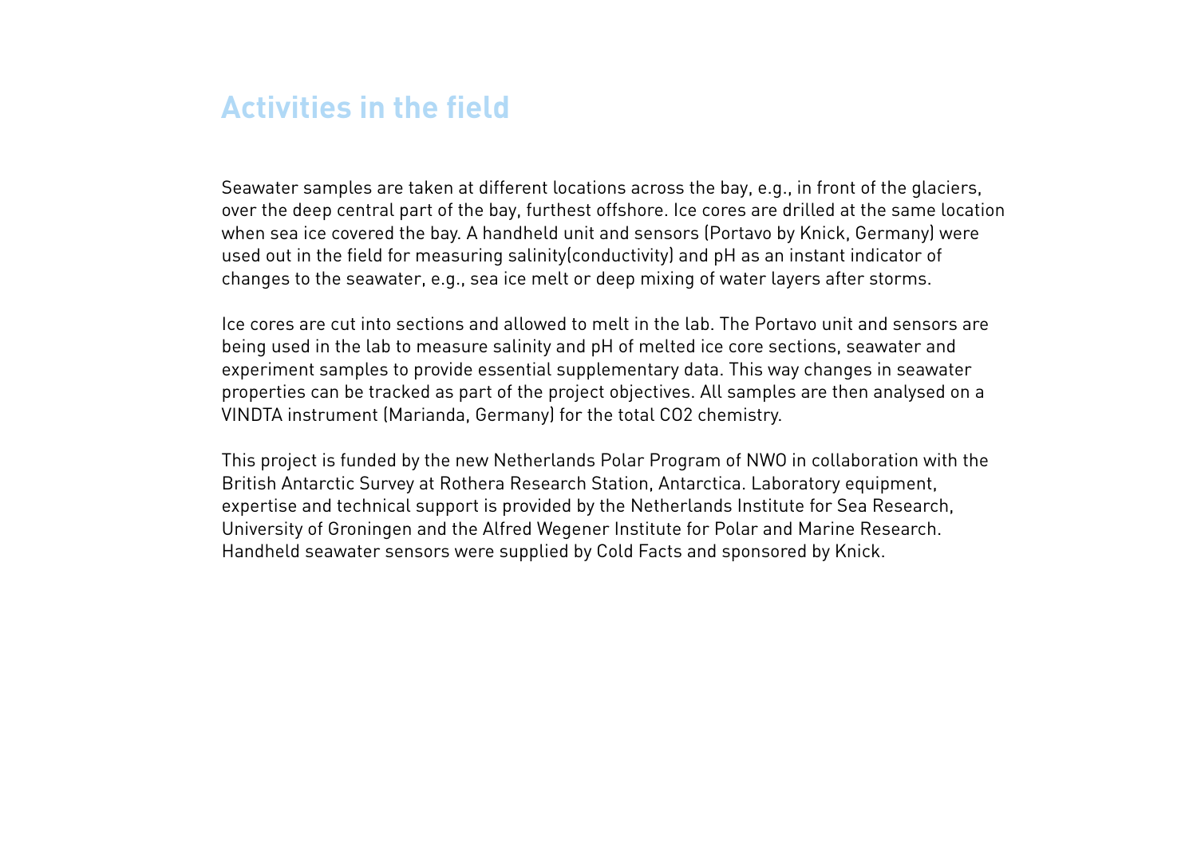## Activities in the field

Seawater samples are taken at different locations across the bay, e.g., in front of the glaciers, over the deep central part of the bay, furthest offshore. Ice cores are drilled at the same location when sea ice covered the bay. A handheld unit and sensors (Portavo by Knick, Germany) were used out in the field for measuring salinity(conductivity) and pH as an instant indicator of changes to the seawater, e.g., sea ice melt or deep mixing of water layers after storms.

Ice cores are cut into sections and allowed to melt in the lab. The Portavo unit and sensors are being used in the lab to measure salinity and pH of melted ice core sections, seawater and experiment samples to provide essential supplementary data. This way changes in seawater properties can be tracked as part of the project objectives. All samples are then analysed on a VINDTA instrument (Marianda, Germany) for the total $CO_2$ chemistry.

This project is funded by the new Netherlands Polar Program of NWO in collaboration with the British Antarctic Survey at Rothera Research Station, Antarctica. Laboratory equipment, expertise and technical support is provided by the Netherlands Institute for Sea Research, University of Groningen and the Alfred Wegener Institute for Polar and Marine Research. Handheld seawater sensors were supplied by Cold Facts and sponsored by Knick.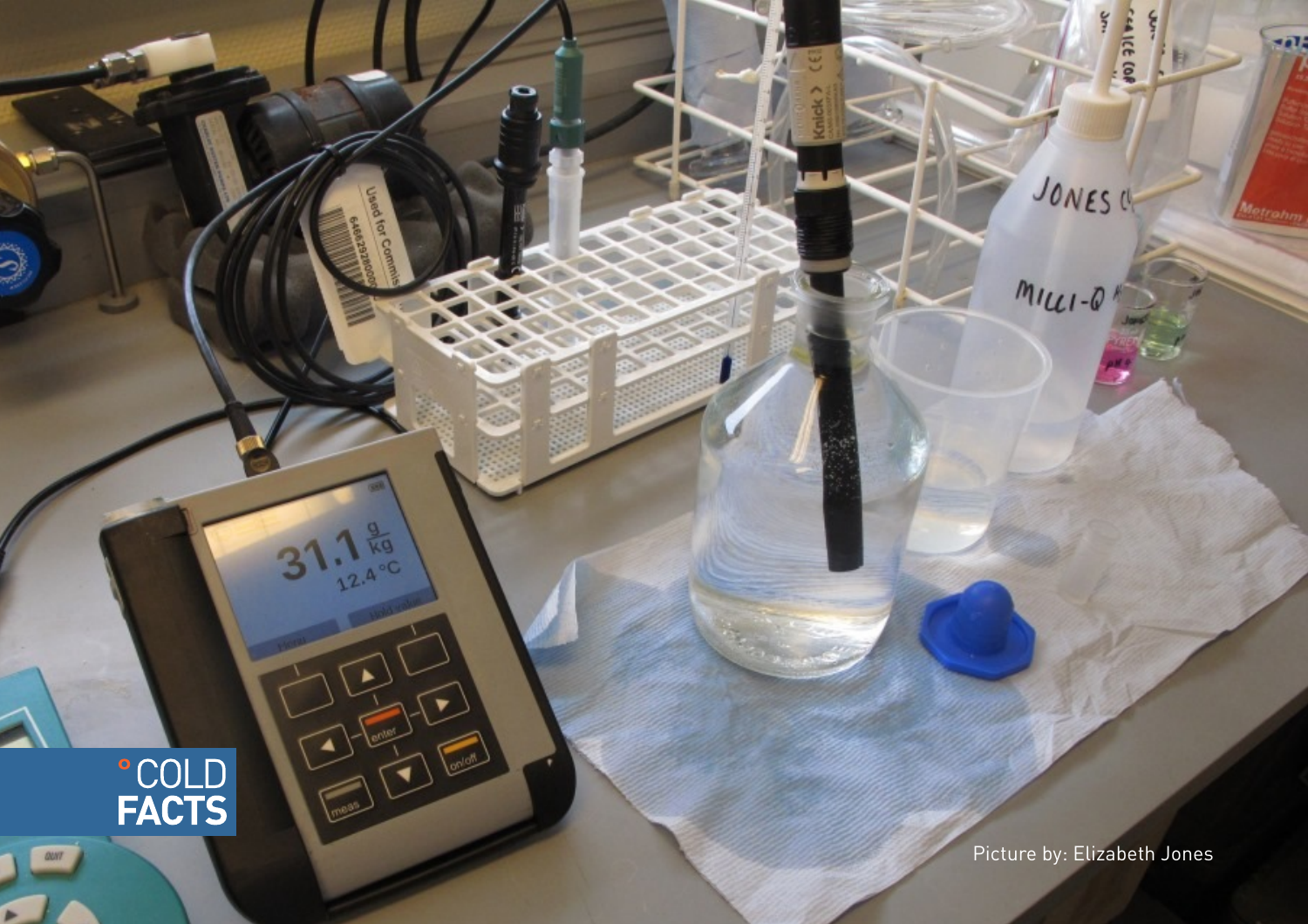°COLD
FACTS

Picture by: Elizabeth Jones